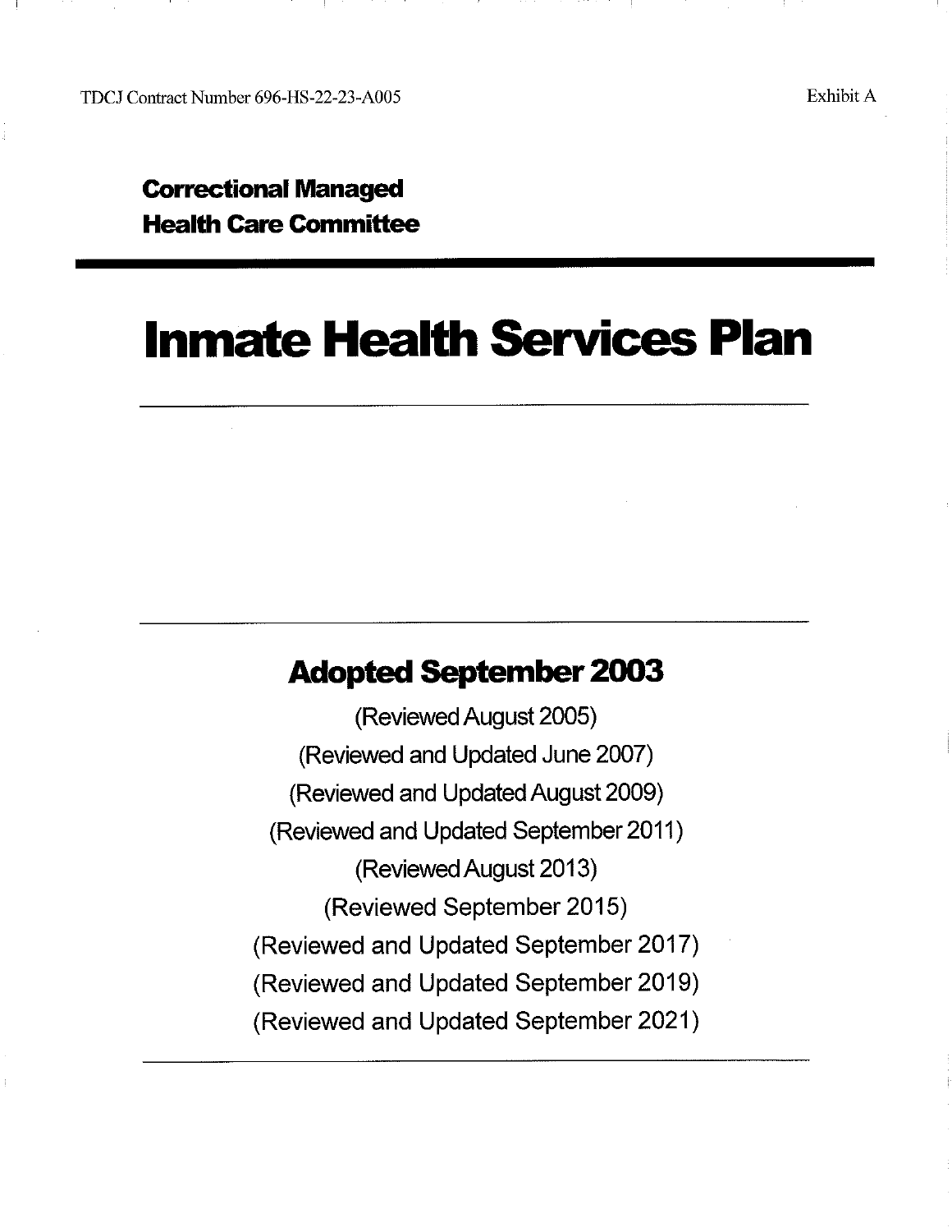TDCJ Contract Number 696-HS-22-23-A005

Exhibit A

**Correctional Managed**
**Health Care Committee**

# Inmate Health Services Plan

## Adopted September 2003

(Reviewed August 2005)

(Reviewed and Updated June 2007)

(Reviewed and Updated August 2009)

(Reviewed and Updated September 2011)

(Reviewed August 2013)

(Reviewed September 2015)

(Reviewed and Updated September 2017)

(Reviewed and Updated September 2019)

(Reviewed and Updated September 2021)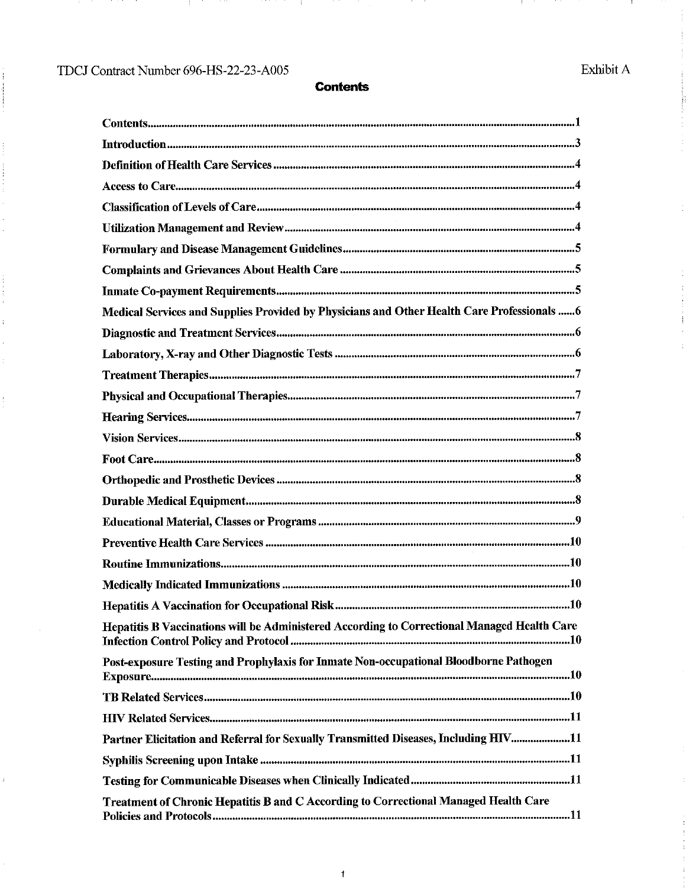## Contents

| | |
|---|---|
| **Contents** | **1** |
| **Introduction** | **3** |
| **Definition of Health Care Services** | **4** |
| **Access to Care** | **4** |
| **Classification of Levels of Care** | **4** |
| **Utilization Management and Review** | **4** |
| **Formulary and Disease Management Guidelines** | **5** |
| **Complaints and Grievances About Health Care** | **5** |
| **Inmate Co-payment Requirements** | **5** |
| **Medical Services and Supplies Provided by Physicians and Other Health Care Professionals** | **6** |
| **Diagnostic and Treatment Services** | **6** |
| **Laboratory, X-ray and Other Diagnostic Tests** | **6** |
| **Treatment Therapies** | **7** |
| **Physical and Occupational Therapies** | **7** |
| **Hearing Services** | **7** |
| **Vision Services** | **8** |
| **Foot Care** | **8** |
| **Orthopedic and Prosthetic Devices** | **8** |
| **Durable Medical Equipment** | **8** |
| **Educational Material, Classes or Programs** | **9** |
| **Preventive Health Care Services** | **10** |
| **Routine Immunizations** | **10** |
| **Medically Indicated Immunizations** | **10** |
| **Hepatitis A Vaccination for Occupational Risk** | **10** |
| **Hepatitis B Vaccinations will be Administered According to Correctional Managed Health Care Infection Control Policy and Protocol** | **10** |
| **Post-exposure Testing and Prophylaxis for Inmate Non-occupational Bloodborne Pathogen Exposure** | **10** |
| **TB Related Services** | **10** |
| **HIV Related Services** | **11** |
| **Partner Elicitation and Referral for Sexually Transmitted Diseases, Including HIV** | **11** |
| **Syphilis Screening upon Intake** | **11** |
| **Testing for Communicable Diseases when Clinically Indicated** | **11** |
| **Treatment of Chronic Hepatitis B and C According to Correctional Managed Health Care Policies and Protocols** | **11** |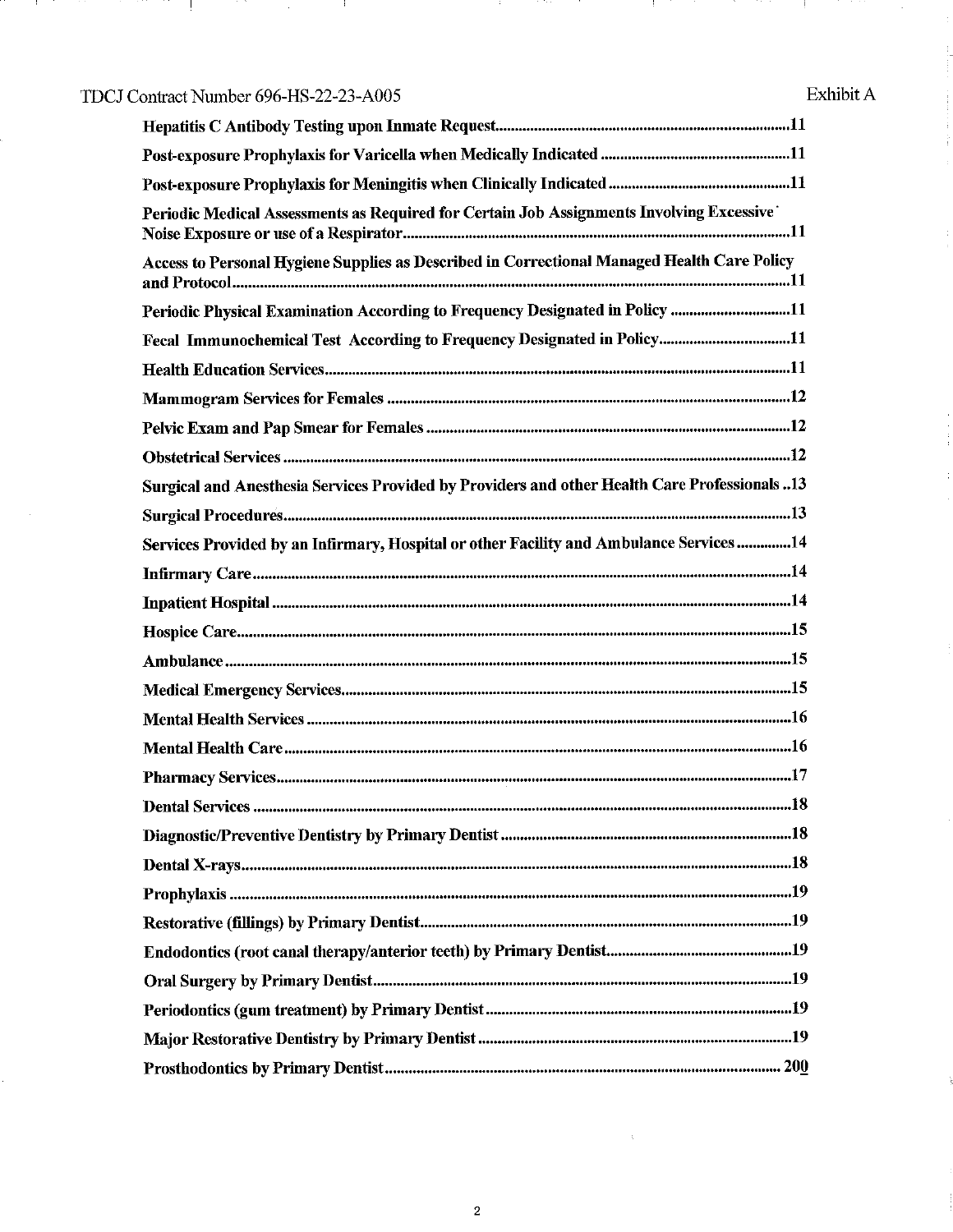**Hepatitis C Antibody Testing upon Inmate Request**..........11

**Post-exposure Prophylaxis for Varicella when Medically Indicated**..........11

**Post-exposure Prophylaxis for Meningitis when Clinically Indicated**..........11

**Periodic Medical Assessments as Required for Certain Job Assignments Involving Excessive Noise Exposure or use of a Respirator**..........11

**Access to Personal Hygiene Supplies as Described in Correctional Managed Health Care Policy and Protocol**..........11

**Periodic Physical Examination According to Frequency Designated in Policy**..........11

**Fecal Immunochemical Test According to Frequency Designated in Policy**..........11

**Health Education Services**..........11

**Mammogram Services for Females**..........12

**Pelvic Exam and Pap Smear for Females**..........12

**Obstetrical Services**..........12

**Surgical and Anesthesia Services Provided by Providers and other Health Care Professionals**..........13

**Surgical Procedures**..........13

**Services Provided by an Infirmary, Hospital or other Facility and Ambulance Services**..........14

**Infirmary Care**..........14

**Inpatient Hospital**..........14

**Hospice Care**..........15

**Ambulance**..........15

**Medical Emergency Services**..........15

**Mental Health Services**..........16

**Mental Health Care**..........16

**Pharmacy Services**..........17

**Dental Services**..........18

**Diagnostic/Preventive Dentistry by Primary Dentist**..........18

**Dental X-rays**..........18

**Prophylaxis**..........19

**Restorative (fillings) by Primary Dentist**..........19

**Endodontics (root canal therapy/anterior teeth) by Primary Dentist**..........19

**Oral Surgery by Primary Dentist**..........19

**Periodontics (gum treatment) by Primary Dentist**..........19

**Major Restorative Dentistry by Primary Dentist**..........19

**Prosthodontics by Primary Dentist**..........200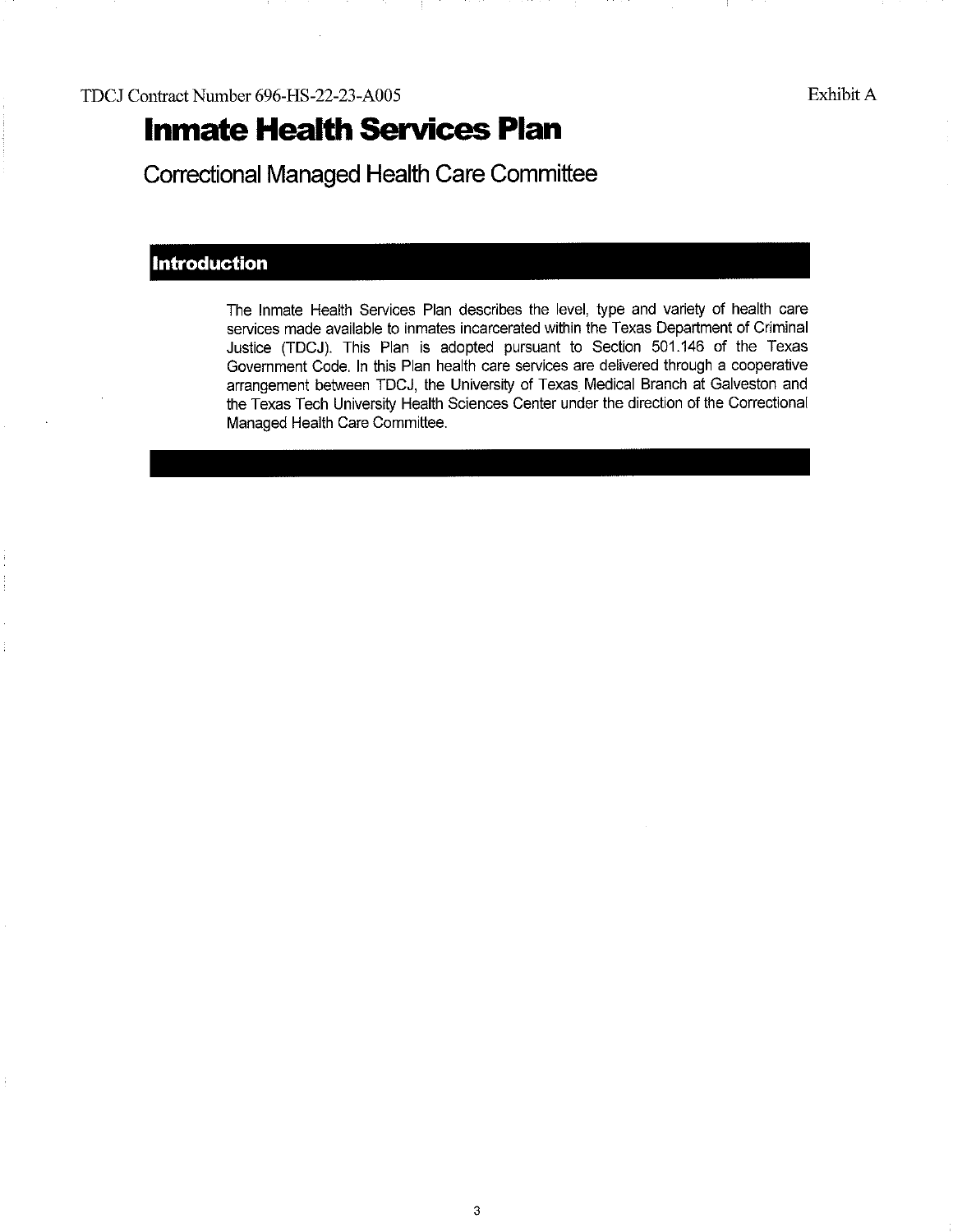TDCJ Contract Number 696-HS-22-23-A005 Exhibit A

# Inmate Health Services Plan

## Correctional Managed Health Care Committee

### Introduction

The Inmate Health Services Plan describes the level, type and variety of health care services made available to inmates incarcerated within the Texas Department of Criminal Justice (TDCJ). This Plan is adopted pursuant to Section 501.146 of the Texas Government Code. In this Plan health care services are delivered through a cooperative arrangement between TDCJ, the University of Texas Medical Branch at Galveston and the Texas Tech University Health Sciences Center under the direction of the Correctional Managed Health Care Committee.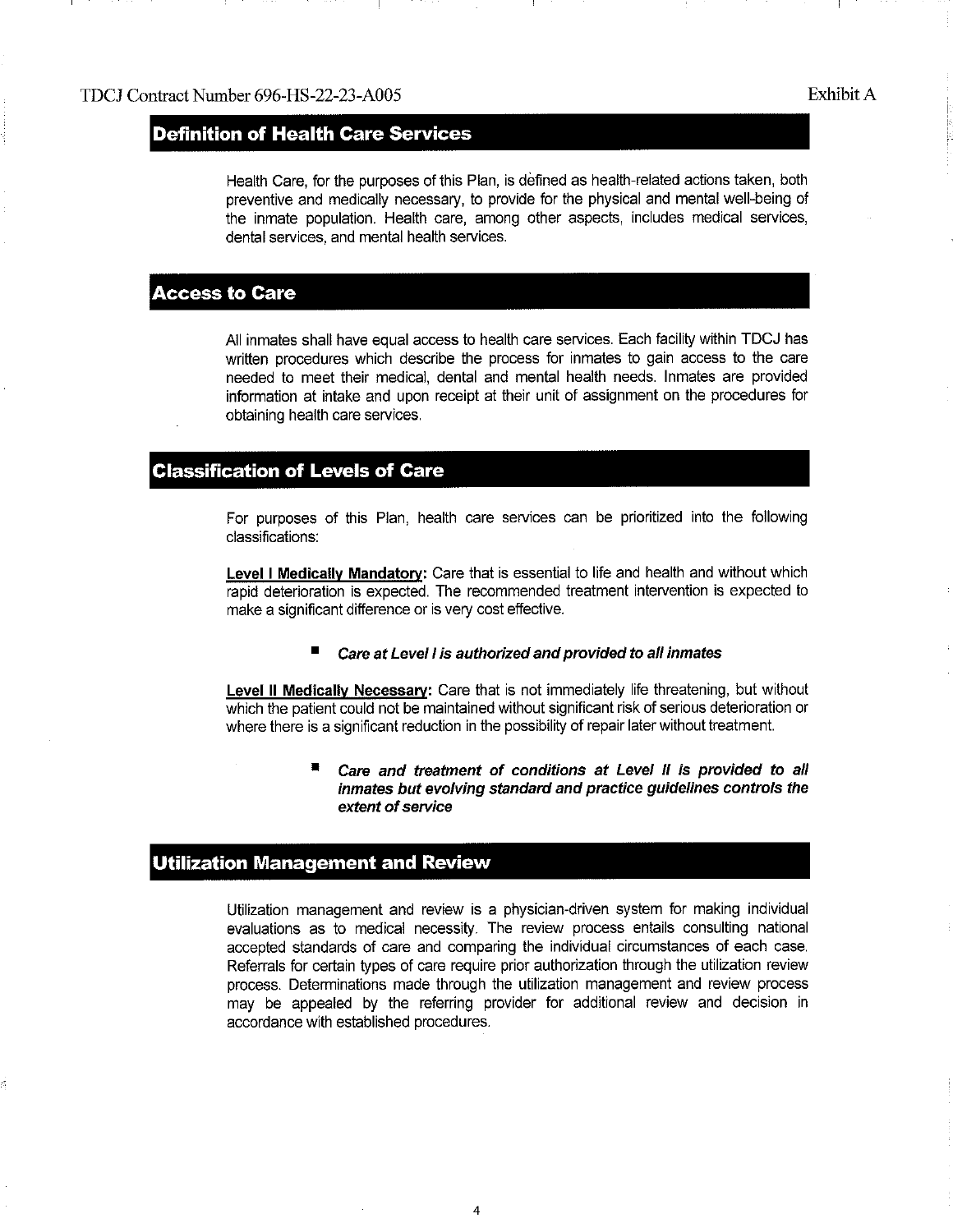## Definition of Health Care Services

Health Care, for the purposes of this Plan, is defined as health-related actions taken, both preventive and medically necessary, to provide for the physical and mental well-being of the inmate population. Health care, among other aspects, includes medical services, dental services, and mental health services.

## Access to Care

All inmates shall have equal access to health care services. Each facility within TDCJ has written procedures which describe the process for inmates to gain access to the care needed to meet their medical, dental and mental health needs. Inmates are provided information at intake and upon receipt at their unit of assignment on the procedures for obtaining health care services.

## Classification of Levels of Care

For purposes of this Plan, health care services can be prioritized into the following classifications:

**Level I Medically Mandatory:** Care that is essential to life and health and without which rapid deterioration is expected. The recommended treatment intervention is expected to make a significant difference or is very cost effective.

- ***Care at Level I is authorized and provided to all inmates***

**Level II Medically Necessary:** Care that is not immediately life threatening, but without which the patient could not be maintained without significant risk of serious deterioration or where there is a significant reduction in the possibility of repair later without treatment.

- ***Care and treatment of conditions at Level II is provided to all inmates but evolving standard and practice guidelines controls the extent of service***

## Utilization Management and Review

Utilization management and review is a physician-driven system for making individual evaluations as to medical necessity. The review process entails consulting national accepted standards of care and comparing the individual circumstances of each case. Referrals for certain types of care require prior authorization through the utilization review process. Determinations made through the utilization management and review process may be appealed by the referring provider for additional review and decision in accordance with established procedures.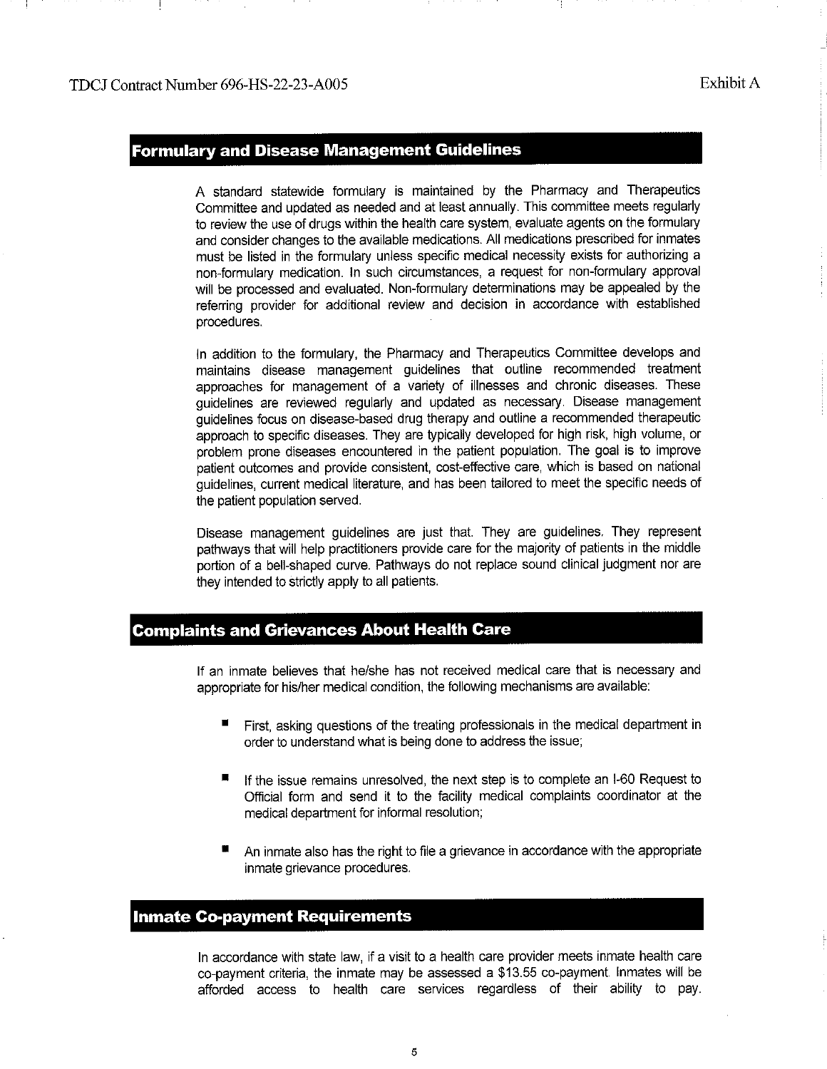## Formulary and Disease Management Guidelines

A standard statewide formulary is maintained by the Pharmacy and Therapeutics Committee and updated as needed and at least annually. This committee meets regularly to review the use of drugs within the health care system, evaluate agents on the formulary and consider changes to the available medications. All medications prescribed for inmates must be listed in the formulary unless specific medical necessity exists for authorizing a non-formulary medication. In such circumstances, a request for non-formulary approval will be processed and evaluated. Non-formulary determinations may be appealed by the referring provider for additional review and decision in accordance with established procedures.

In addition to the formulary, the Pharmacy and Therapeutics Committee develops and maintains disease management guidelines that outline recommended treatment approaches for management of a variety of illnesses and chronic diseases. These guidelines are reviewed regularly and updated as necessary. Disease management guidelines focus on disease-based drug therapy and outline a recommended therapeutic approach to specific diseases. They are typically developed for high risk, high volume, or problem prone diseases encountered in the patient population. The goal is to improve patient outcomes and provide consistent, cost-effective care, which is based on national guidelines, current medical literature, and has been tailored to meet the specific needs of the patient population served.

Disease management guidelines are just that. They are guidelines. They represent pathways that will help practitioners provide care for the majority of patients in the middle portion of a bell-shaped curve. Pathways do not replace sound clinical judgment nor are they intended to strictly apply to all patients.

## Complaints and Grievances About Health Care

If an inmate believes that he/she has not received medical care that is necessary and appropriate for his/her medical condition, the following mechanisms are available:

- First, asking questions of the treating professionals in the medical department in order to understand what is being done to address the issue;
- If the issue remains unresolved, the next step is to complete an I-60 Request to Official form and send it to the facility medical complaints coordinator at the medical department for informal resolution;
- An inmate also has the right to file a grievance in accordance with the appropriate inmate grievance procedures.

## Inmate Co-payment Requirements

In accordance with state law, if a visit to a health care provider meets inmate health care co-payment criteria, the inmate may be assessed a $13.55 co-payment. Inmates will be afforded access to health care services regardless of their ability to pay.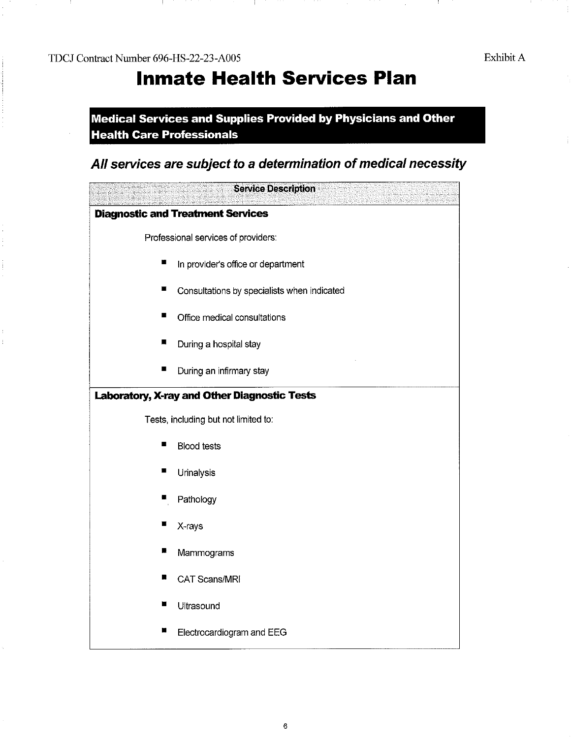TDCJ Contract Number 696-HS-22-23-A005

Exhibit A

# Inmate Health Services Plan

## Medical Services and Supplies Provided by Physicians and Other Health Care Professionals

### *All services are subject to a determination of medical necessity*

| Service Description |
| --- |
| **Diagnostic and Treatment Services**<br><br>Professional services of providers:<br>- In provider's office or department<br>- Consultations by specialists when indicated<br>- Office medical consultations<br>- During a hospital stay<br>- During an infirmary stay |
| **Laboratory, X-ray and Other Diagnostic Tests**<br><br>Tests, including but not limited to:<br>- Blood tests<br>- Urinalysis<br>- Pathology<br>- X-rays<br>- Mammograms<br>- CAT Scans/MRI<br>- Ultrasound<br>- Electrocardiogram and EEG |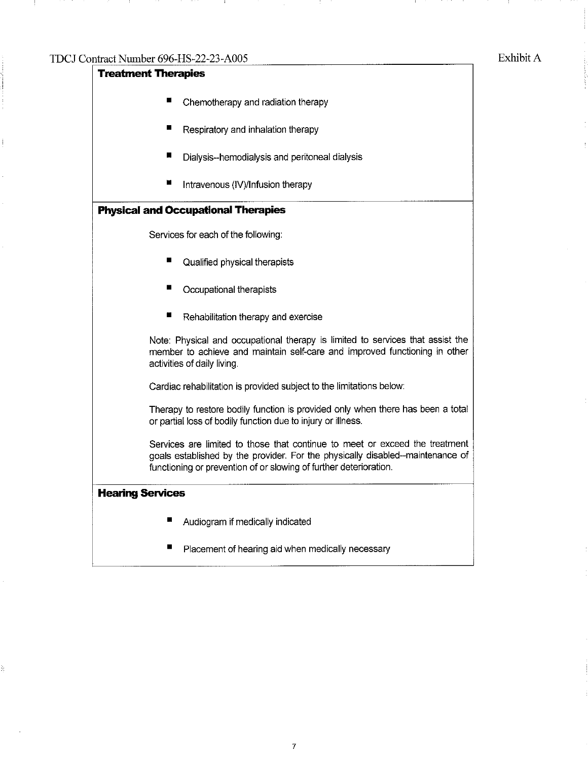### Treatment Therapies

- Chemotherapy and radiation therapy
- Respiratory and inhalation therapy
- Dialysis--hemodialysis and peritoneal dialysis
- Intravenous (IV)/Infusion therapy

### Physical and Occupational Therapies

Services for each of the following:

- Qualified physical therapists
- Occupational therapists
- Rehabilitation therapy and exercise

Note: Physical and occupational therapy is limited to services that assist the member to achieve and maintain self-care and improved functioning in other activities of daily living.

Cardiac rehabilitation is provided subject to the limitations below:

Therapy to restore bodily function is provided only when there has been a total or partial loss of bodily function due to injury or illness.

Services are limited to those that continue to meet or exceed the treatment goals established by the provider. For the physically disabled--maintenance of functioning or prevention of or slowing of further deterioration.

### Hearing Services

- Audiogram if medically indicated
- Placement of hearing aid when medically necessary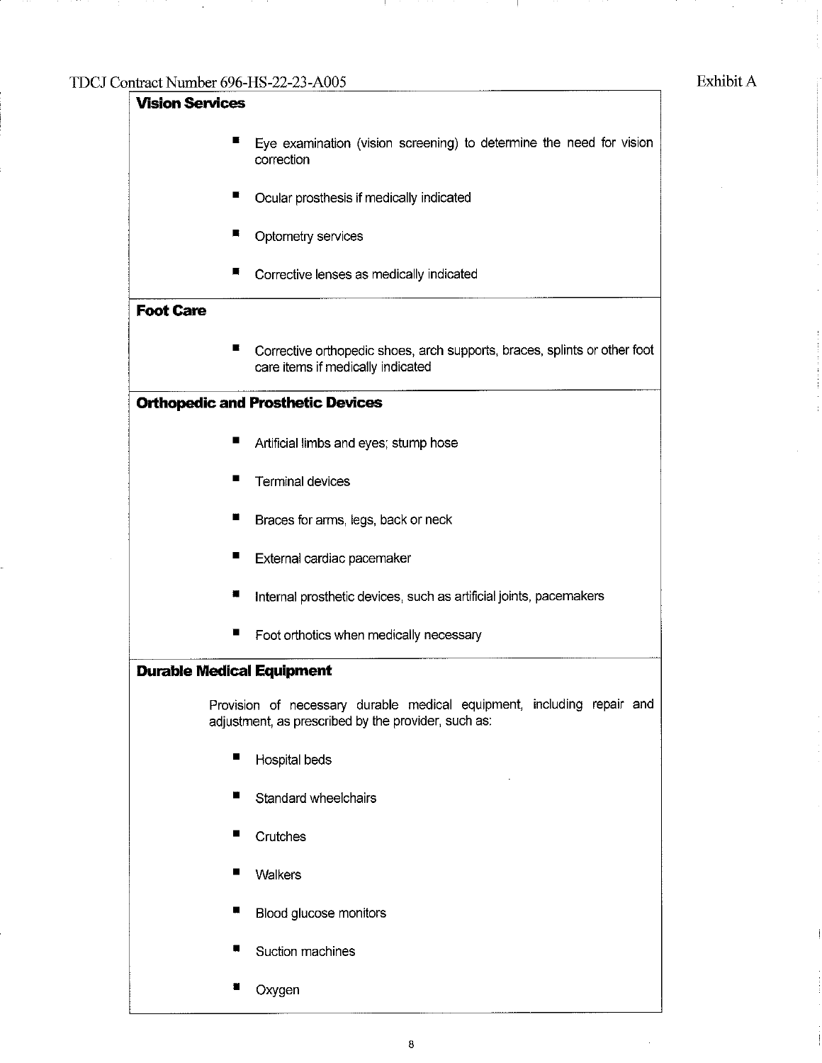### Vision Services

- Eye examination (vision screening) to determine the need for vision correction
- Ocular prosthesis if medically indicated
- Optometry services
- Corrective lenses as medically indicated

### Foot Care

- Corrective orthopedic shoes, arch supports, braces, splints or other foot care items if medically indicated

### Orthopedic and Prosthetic Devices

- Artificial limbs and eyes; stump hose
- Terminal devices
- Braces for arms, legs, back or neck
- External cardiac pacemaker
- Internal prosthetic devices, such as artificial joints, pacemakers
- Foot orthotics when medically necessary

### Durable Medical Equipment

Provision of necessary durable medical equipment, including repair and adjustment, as prescribed by the provider, such as:

- Hospital beds
- Standard wheelchairs
- Crutches
- Walkers
- Blood glucose monitors
- Suction machines
- Oxygen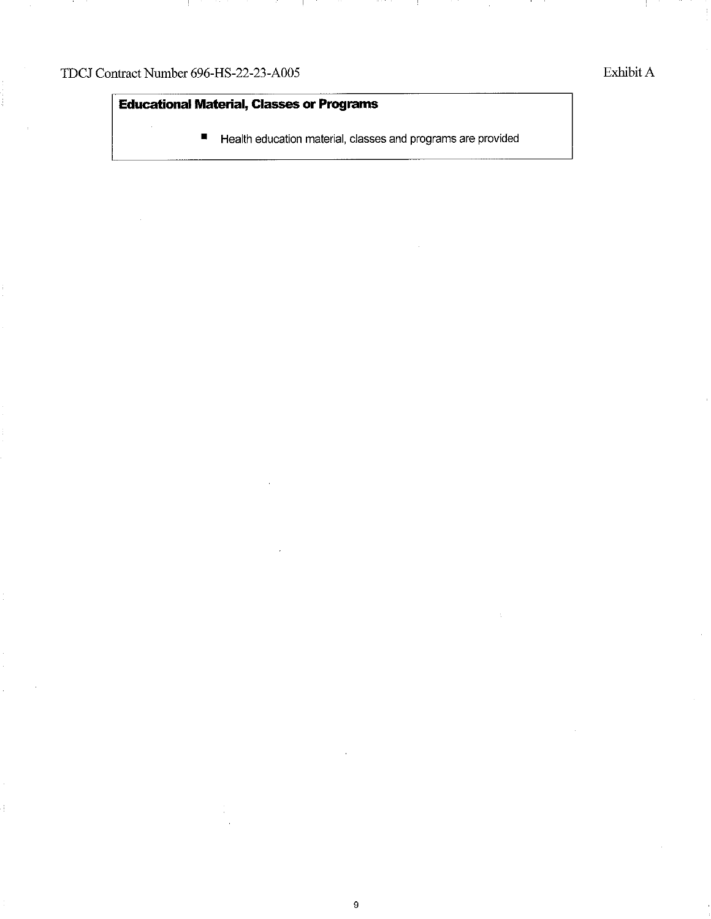**Educational Material, Classes or Programs**

- Health education material, classes and programs are provided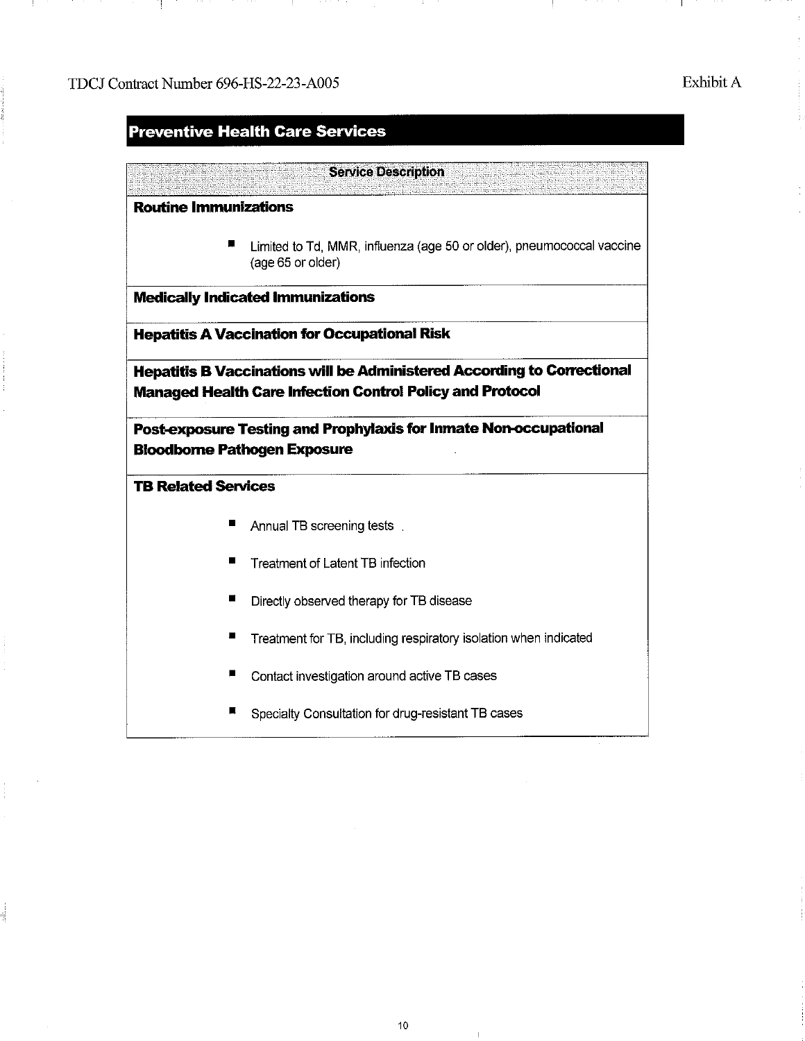## Preventive Health Care Services

| Service Description |
| --- |
| **Routine Immunizations**<br>▪ Limited to Td, MMR, influenza (age 50 or older), pneumococcal vaccine (age 65 or older) |
| **Medically Indicated Immunizations** |
| **Hepatitis A Vaccination for Occupational Risk** |
| **Hepatitis B Vaccinations will be Administered According to Correctional Managed Health Care Infection Control Policy and Protocol** |
| **Post-exposure Testing and Prophylaxis for Inmate Non-occupational Bloodborne Pathogen Exposure** |
| **TB Related Services**<br>▪ Annual TB screening tests<br>▪ Treatment of Latent TB infection<br>▪ Directly observed therapy for TB disease<br>▪ Treatment for TB, including respiratory isolation when indicated<br>▪ Contact investigation around active TB cases<br>▪ Specialty Consultation for drug-resistant TB cases |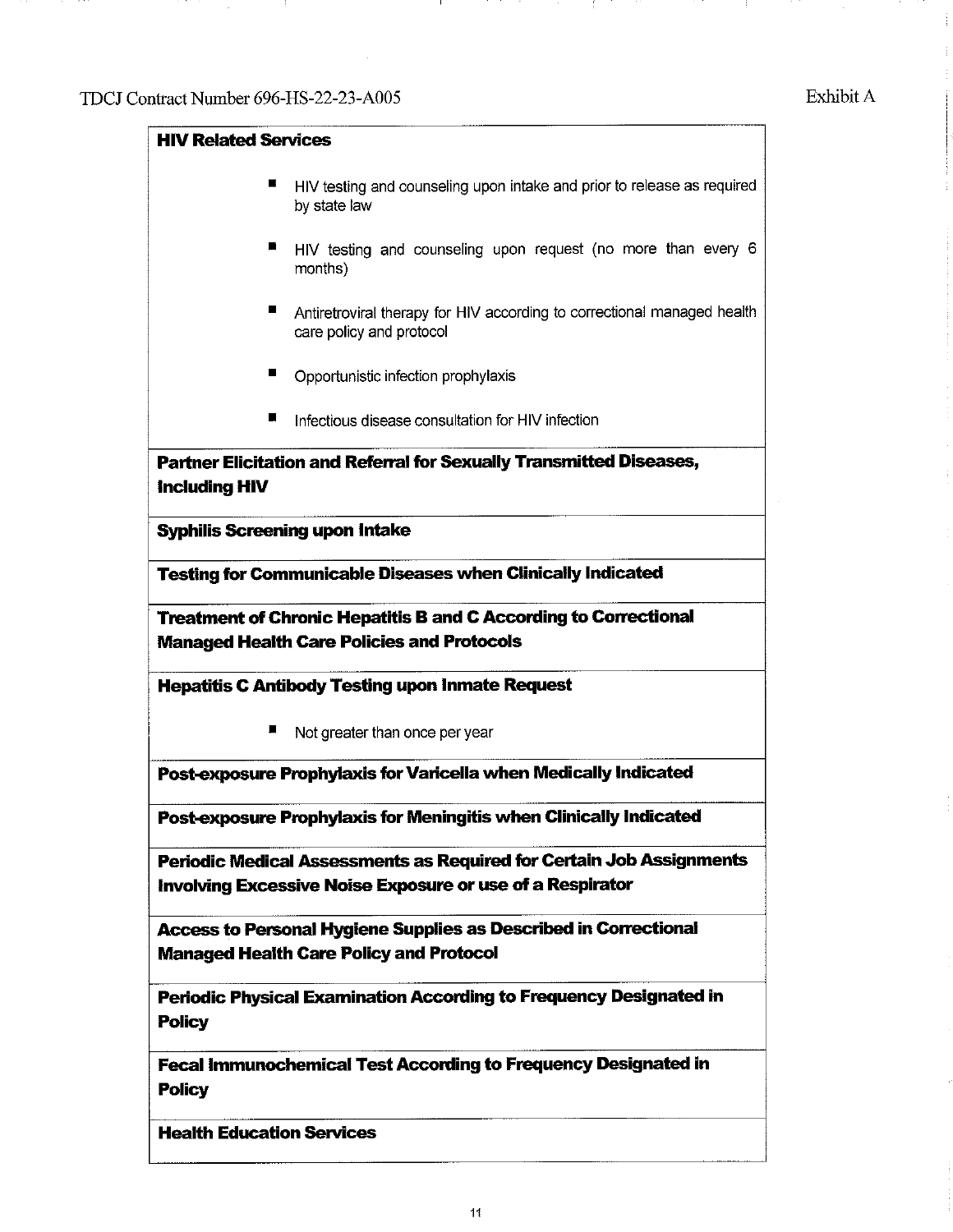**HIV Related Services**

- HIV testing and counseling upon intake and prior to release as required by state law
- HIV testing and counseling upon request (no more than every 6 months)
- Antiretroviral therapy for HIV according to correctional managed health care policy and protocol
- Opportunistic infection prophylaxis
- Infectious disease consultation for HIV infection

**Partner Elicitation and Referral for Sexually Transmitted Diseases, Including HIV**

**Syphilis Screening upon Intake**

**Testing for Communicable Diseases when Clinically Indicated**

**Treatment of Chronic Hepatitis B and C According to Correctional Managed Health Care Policies and Protocols**

**Hepatitis C Antibody Testing upon Inmate Request**

- Not greater than once per year

**Post-exposure Prophylaxis for Varicella when Medically Indicated**

**Post-exposure Prophylaxis for Meningitis when Clinically Indicated**

**Periodic Medical Assessments as Required for Certain Job Assignments Involving Excessive Noise Exposure or use of a Respirator**

**Access to Personal Hygiene Supplies as Described in Correctional Managed Health Care Policy and Protocol**

**Periodic Physical Examination According to Frequency Designated in Policy**

**Fecal Immunochemical Test According to Frequency Designated in Policy**

**Health Education Services**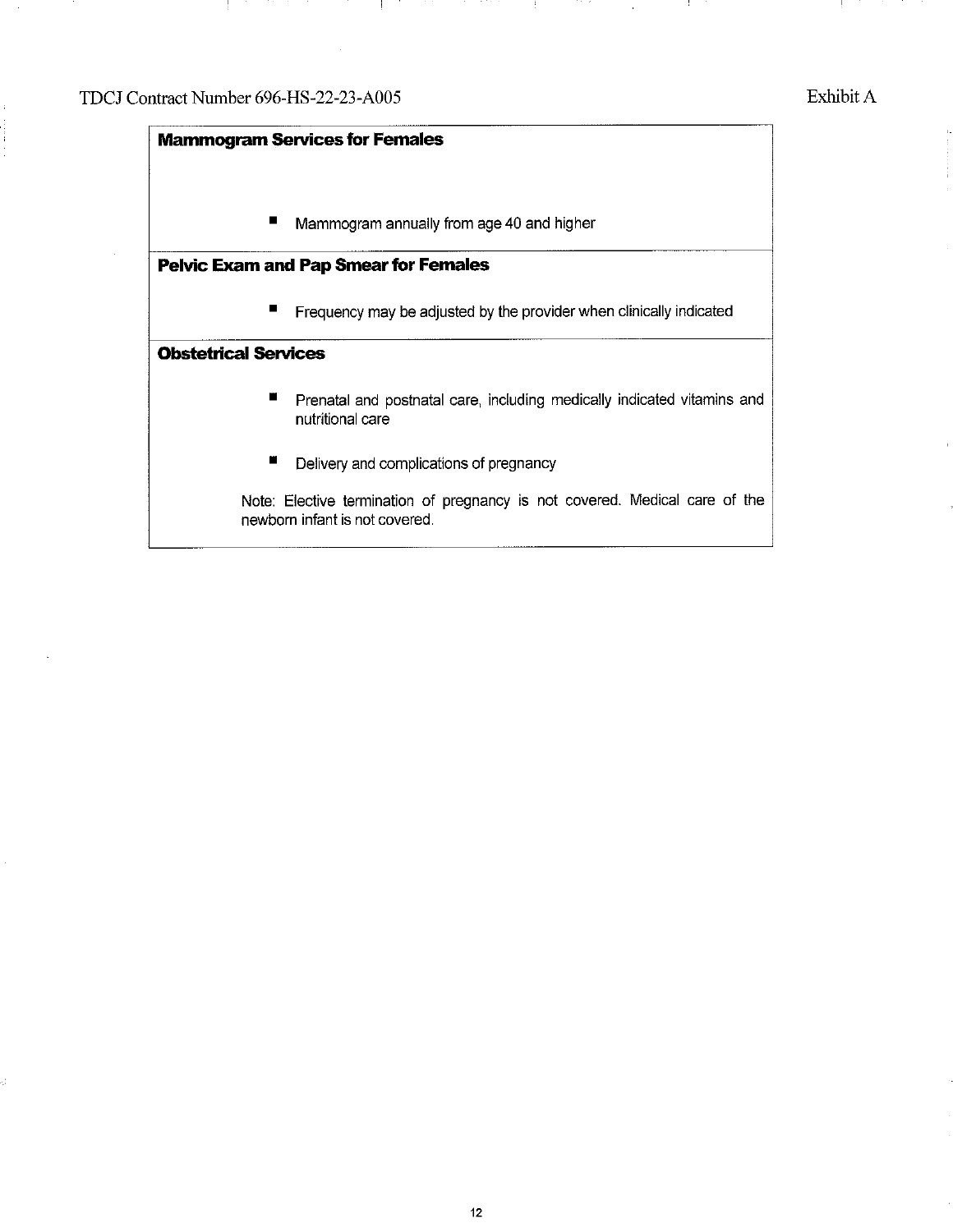**Mammogram Services for Females**

- Mammogram annually from age 40 and higher

**Pelvic Exam and Pap Smear for Females**

- Frequency may be adjusted by the provider when clinically indicated

**Obstetrical Services**

- Prenatal and postnatal care, including medically indicated vitamins and nutritional care
- Delivery and complications of pregnancy

Note: Elective termination of pregnancy is not covered. Medical care of the newborn infant is not covered.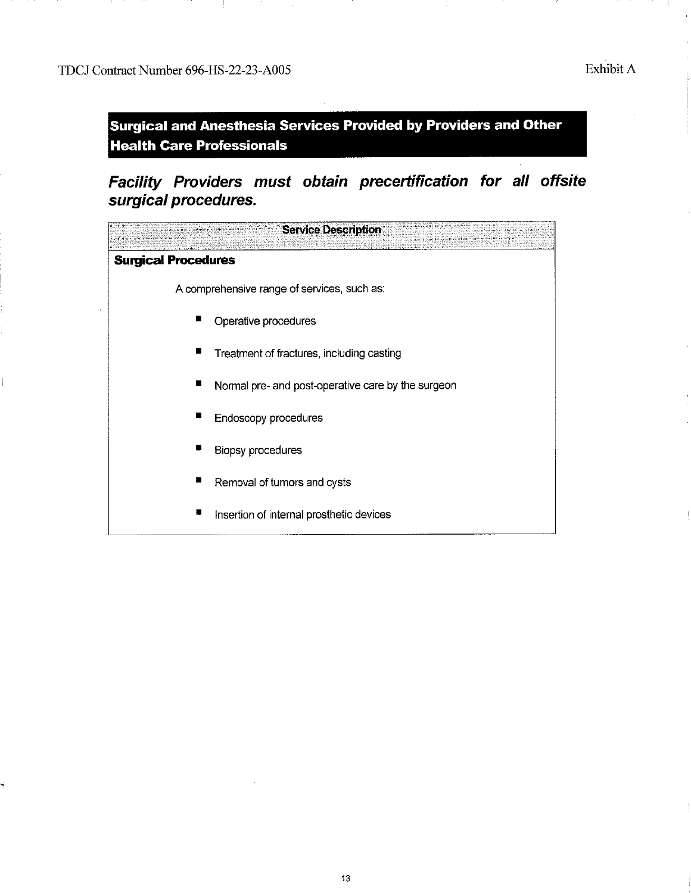## Surgical and Anesthesia Services Provided by Providers and Other Health Care Professionals

***Facility Providers must obtain precertification for all offsite surgical procedures.***

| Service Description |
| --- |
| **Surgical Procedures** |
| A comprehensive range of services, such as: |
| ▪ Operative procedures |
| ▪ Treatment of fractures, including casting |
| ▪ Normal pre- and post-operative care by the surgeon |
| ▪ Endoscopy procedures |
| ▪ Biopsy procedures |
| ▪ Removal of tumors and cysts |
| ▪ Insertion of internal prosthetic devices |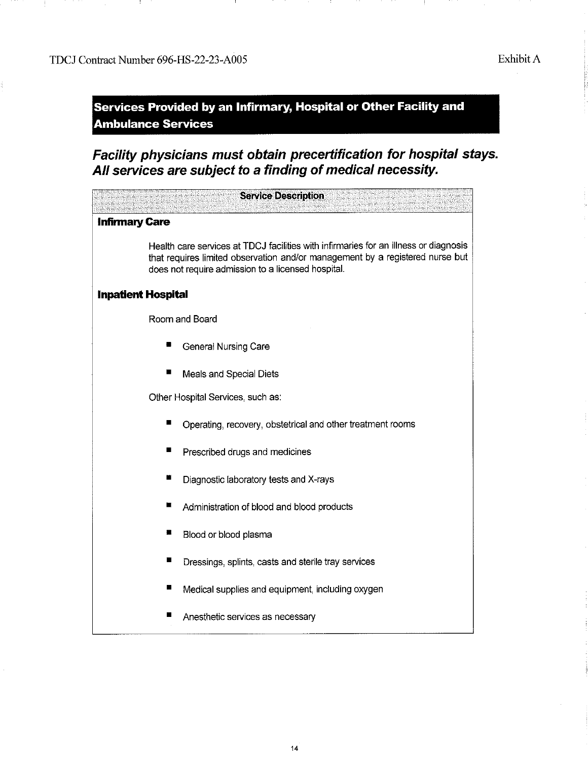## Services Provided by an Infirmary, Hospital or Other Facility and Ambulance Services

***Facility physicians must obtain precertification for hospital stays. All services are subject to a finding of medical necessity.***

| Service Description |
|---|
| **Infirmary Care** |
| Health care services at TDCJ facilities with infirmaries for an illness or diagnosis that requires limited observation and/or management by a registered nurse but does not require admission to a licensed hospital. |
| **Inpatient Hospital** |
| Room and Board<br>■ General Nursing Care<br>■ Meals and Special Diets |
| Other Hospital Services, such as:<br>■ Operating, recovery, obstetrical and other treatment rooms<br>■ Prescribed drugs and medicines<br>■ Diagnostic laboratory tests and X-rays<br>■ Administration of blood and blood products<br>■ Blood or blood plasma<br>■ Dressings, splints, casts and sterile tray services<br>■ Medical supplies and equipment, including oxygen<br>■ Anesthetic services as necessary |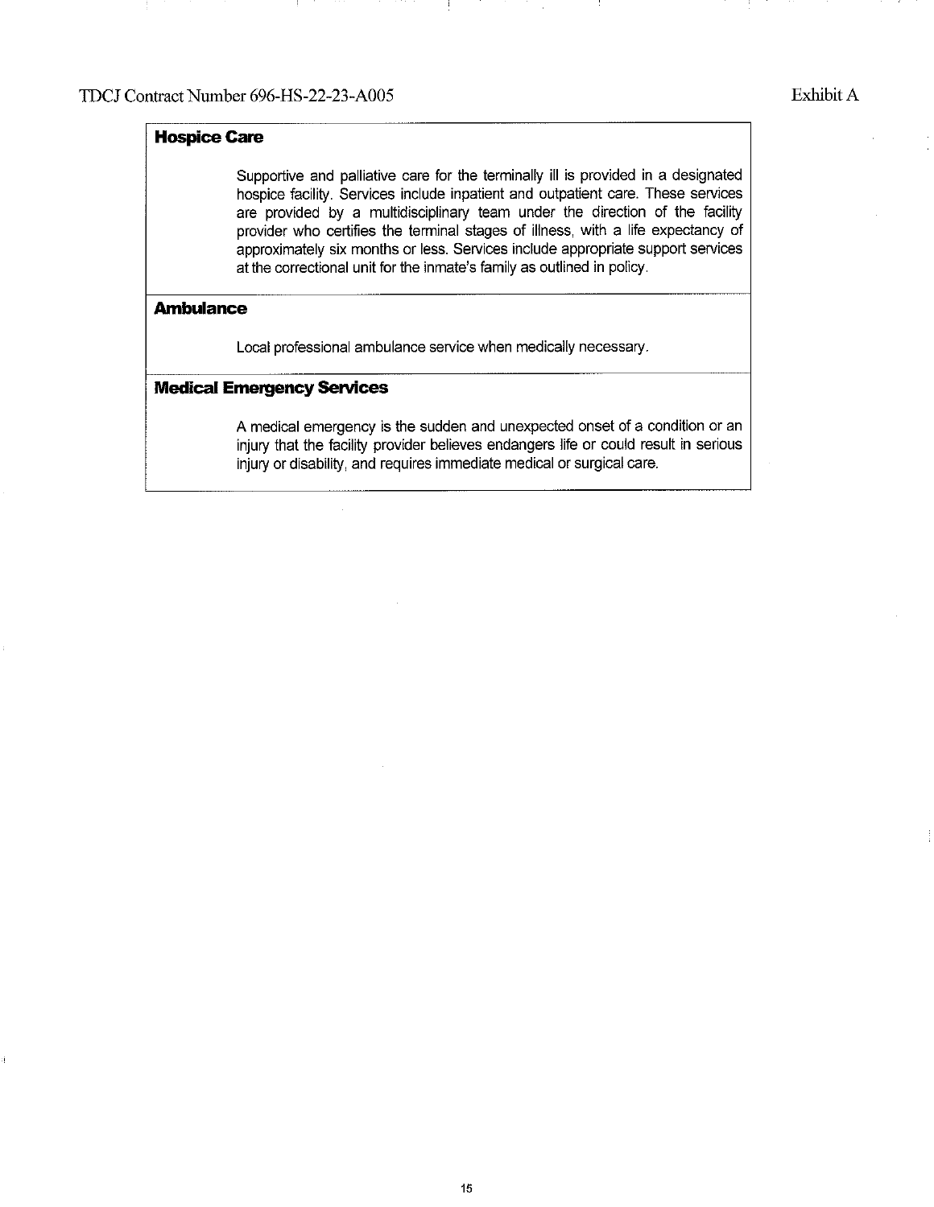### Hospice Care

Supportive and palliative care for the terminally ill is provided in a designated hospice facility. Services include inpatient and outpatient care. These services are provided by a multidisciplinary team under the direction of the facility provider who certifies the terminal stages of illness, with a life expectancy of approximately six months or less. Services include appropriate support services at the correctional unit for the inmate's family as outlined in policy.

### Ambulance

Local professional ambulance service when medically necessary.

### Medical Emergency Services

A medical emergency is the sudden and unexpected onset of a condition or an injury that the facility provider believes endangers life or could result in serious injury or disability, and requires immediate medical or surgical care.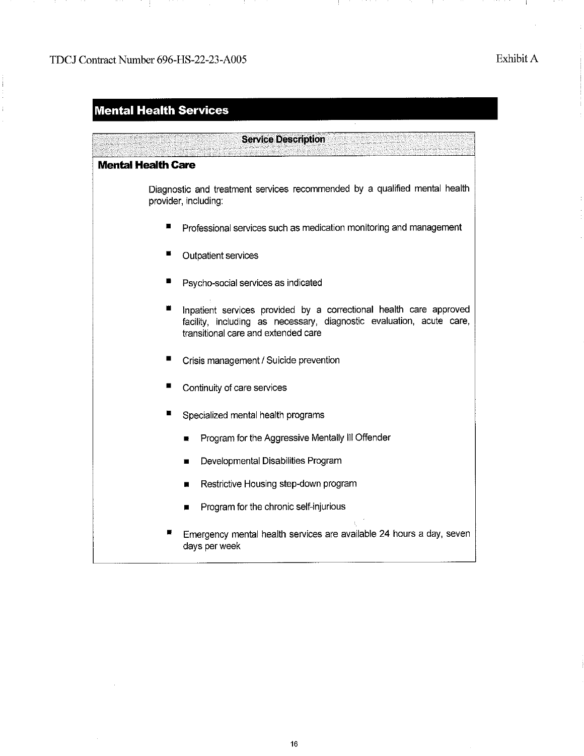## Mental Health Services

| Service Description |
|---|

### Mental Health Care

Diagnostic and treatment services recommended by a qualified mental health provider, including:

- Professional services such as medication monitoring and management
- Outpatient services
- Psycho-social services as indicated
- Inpatient services provided by a correctional health care approved facility, including as necessary, diagnostic evaluation, acute care, transitional care and extended care
- Crisis management / Suicide prevention
- Continuity of care services
- Specialized mental health programs
  - Program for the Aggressive Mentally Ill Offender
  - Developmental Disabilities Program
  - Restrictive Housing step-down program
  - Program for the chronic self-injurious
- Emergency mental health services are available 24 hours a day, seven days per week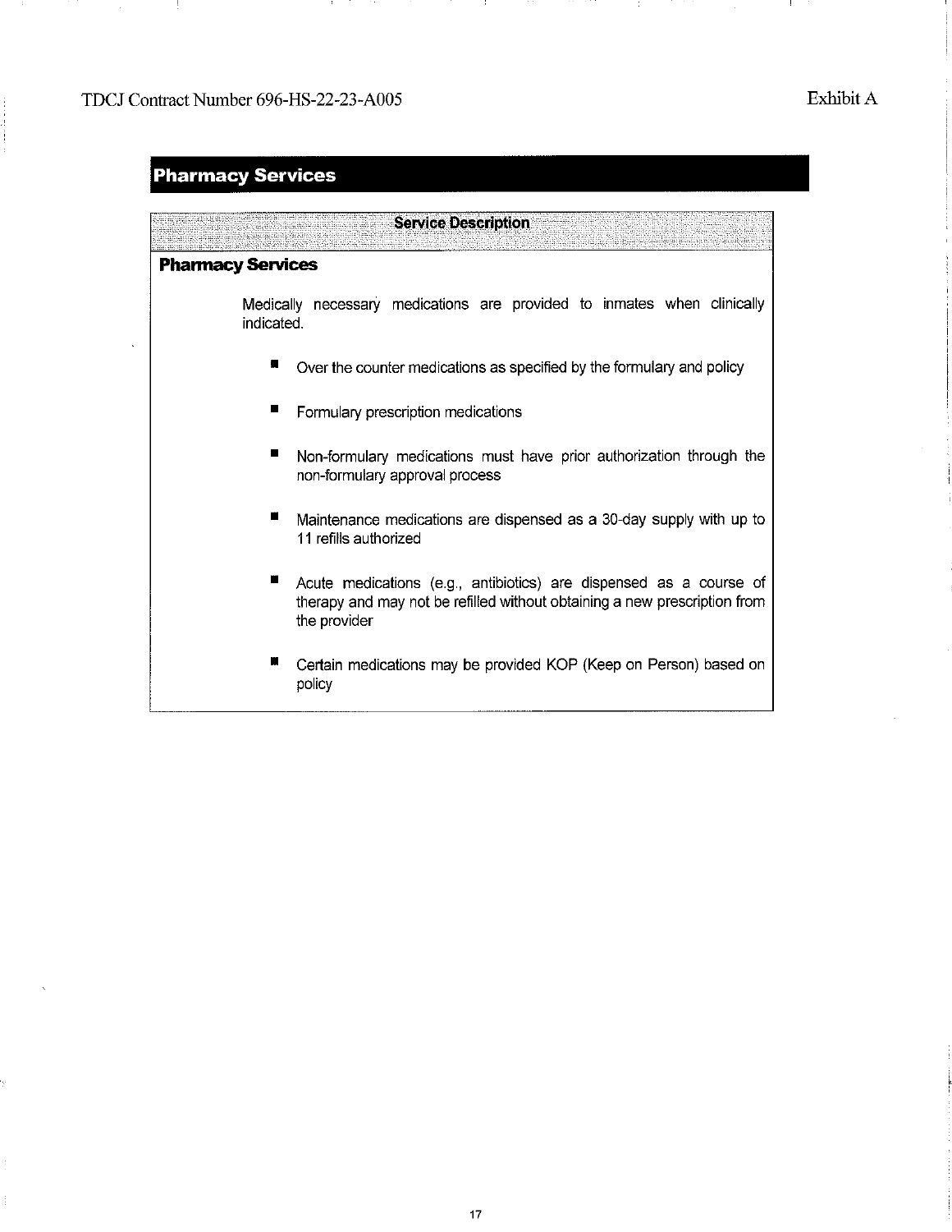# Pharmacy Services

| Service Description |
|---|
| **Pharmacy Services** |

## Pharmacy Services

Medically necessary medications are provided to inmates when clinically indicated.

- Over the counter medications as specified by the formulary and policy
- Formulary prescription medications
- Non-formulary medications must have prior authorization through the non-formulary approval process
- Maintenance medications are dispensed as a 30-day supply with up to 11 refills authorized
- Acute medications (e.g., antibiotics) are dispensed as a course of therapy and may not be refilled without obtaining a new prescription from the provider
- Certain medications may be provided KOP (Keep on Person) based on policy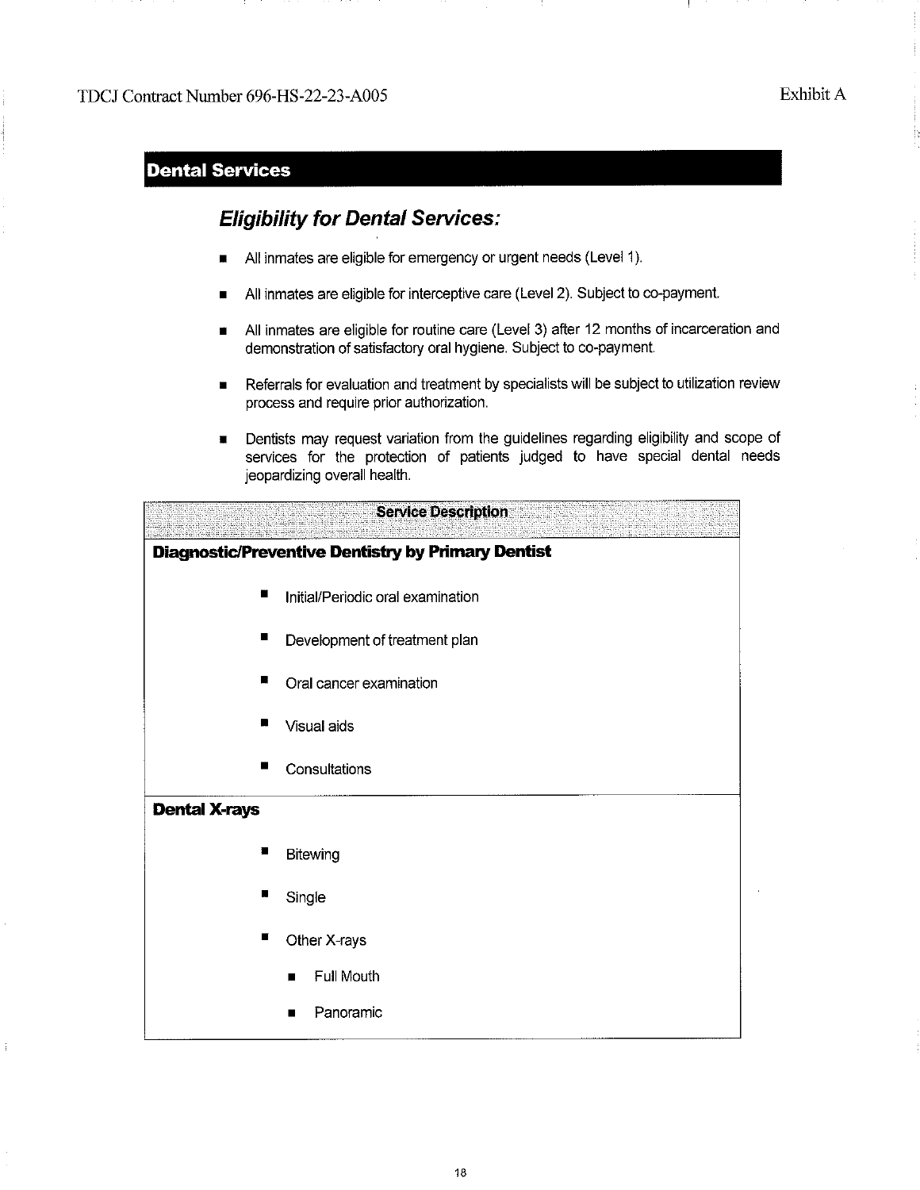## Dental Services

### *Eligibility for Dental Services:*

- All inmates are eligible for emergency or urgent needs (Level 1).
- All inmates are eligible for interceptive care (Level 2). Subject to co-payment.
- All inmates are eligible for routine care (Level 3) after 12 months of incarceration and demonstration of satisfactory oral hygiene. Subject to co-payment.
- Referrals for evaluation and treatment by specialists will be subject to utilization review process and require prior authorization.
- Dentists may request variation from the guidelines regarding eligibility and scope of services for the protection of patients judged to have special dental needs jeopardizing overall health.

| Service Description |
|---|
| **Diagnostic/Preventive Dentistry by Primary Dentist**<br>- Initial/Periodic oral examination<br>- Development of treatment plan<br>- Oral cancer examination<br>- Visual aids<br>- Consultations |
| **Dental X-rays**<br>- Bitewing<br>- Single<br>- Other X-rays<br>&nbsp;&nbsp;- Full Mouth<br>&nbsp;&nbsp;- Panoramic |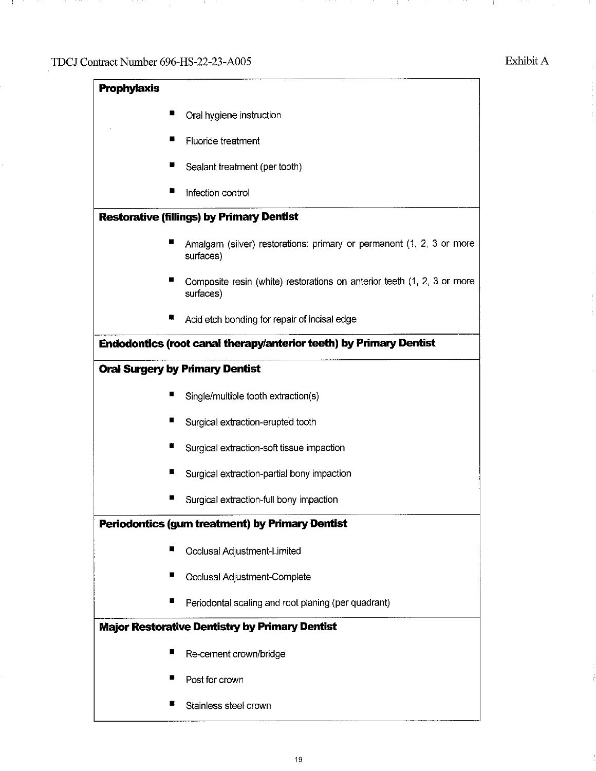**Prophylaxis**

- Oral hygiene instruction
- Fluoride treatment
- Sealant treatment (per tooth)
- Infection control

**Restorative (fillings) by Primary Dentist**

- Amalgam (silver) restorations: primary or permanent (1, 2, 3 or more surfaces)
- Composite resin (white) restorations on anterior teeth (1, 2, 3 or more surfaces)
- Acid etch bonding for repair of incisal edge

**Endodontics (root canal therapy/anterior teeth) by Primary Dentist**

**Oral Surgery by Primary Dentist**

- Single/multiple tooth extraction(s)
- Surgical extraction-erupted tooth
- Surgical extraction-soft tissue impaction
- Surgical extraction-partial bony impaction
- Surgical extraction-full bony impaction

**Periodontics (gum treatment) by Primary Dentist**

- Occlusal Adjustment-Limited
- Occlusal Adjustment-Complete
- Periodontal scaling and root planing (per quadrant)

**Major Restorative Dentistry by Primary Dentist**

- Re-cement crown/bridge
- Post for crown
- Stainless steel crown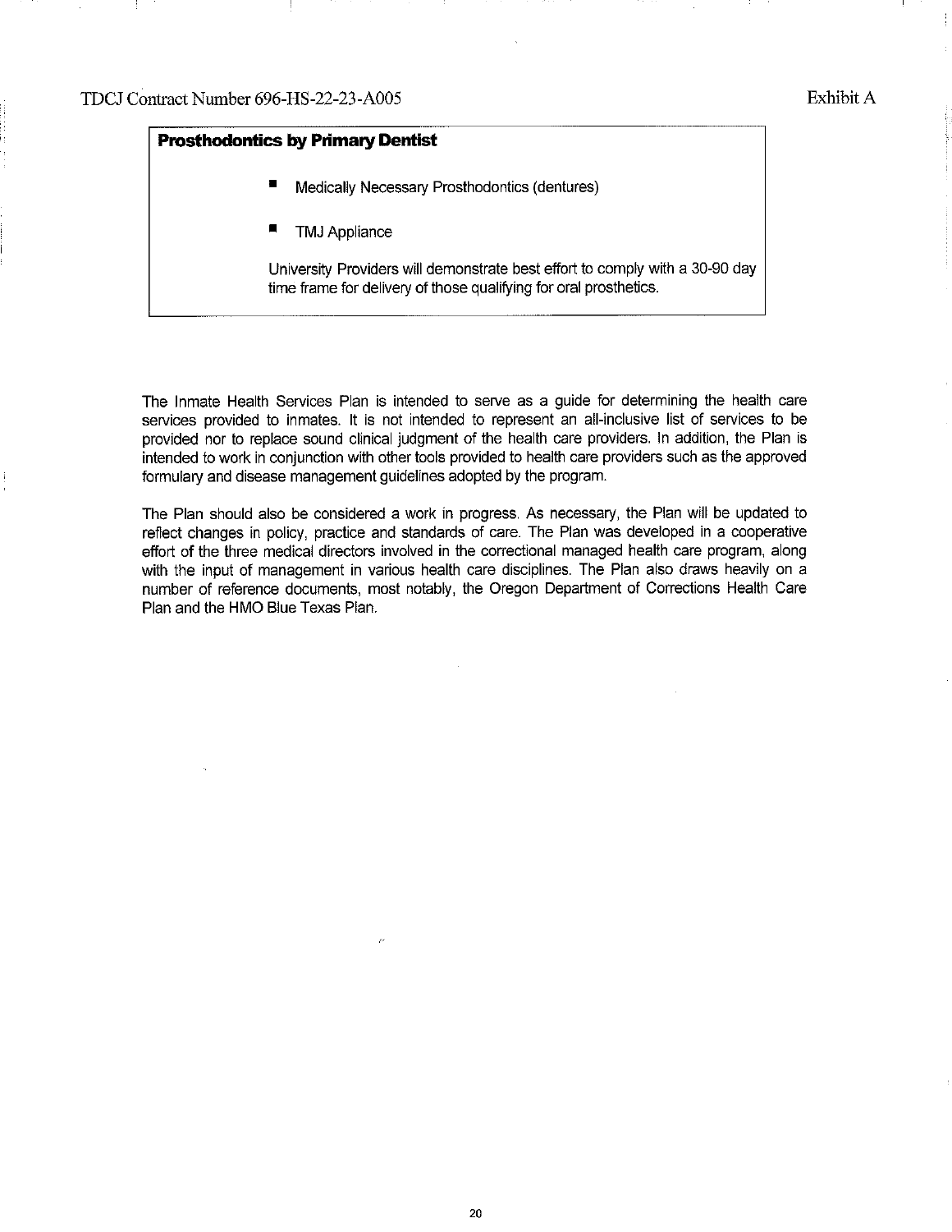**Prosthodontics by Primary Dentist**

- Medically Necessary Prosthodontics (dentures)
- TMJ Appliance

University Providers will demonstrate best effort to comply with a 30-90 day time frame for delivery of those qualifying for oral prosthetics.

The Inmate Health Services Plan is intended to serve as a guide for determining the health care services provided to inmates. It is not intended to represent an all-inclusive list of services to be provided nor to replace sound clinical judgment of the health care providers. In addition, the Plan is intended to work in conjunction with other tools provided to health care providers such as the approved formulary and disease management guidelines adopted by the program.

The Plan should also be considered a work in progress. As necessary, the Plan will be updated to reflect changes in policy, practice and standards of care. The Plan was developed in a cooperative effort of the three medical directors involved in the correctional managed health care program, along with the input of management in various health care disciplines. The Plan also draws heavily on a number of reference documents, most notably, the Oregon Department of Corrections Health Care Plan and the HMO Blue Texas Plan.